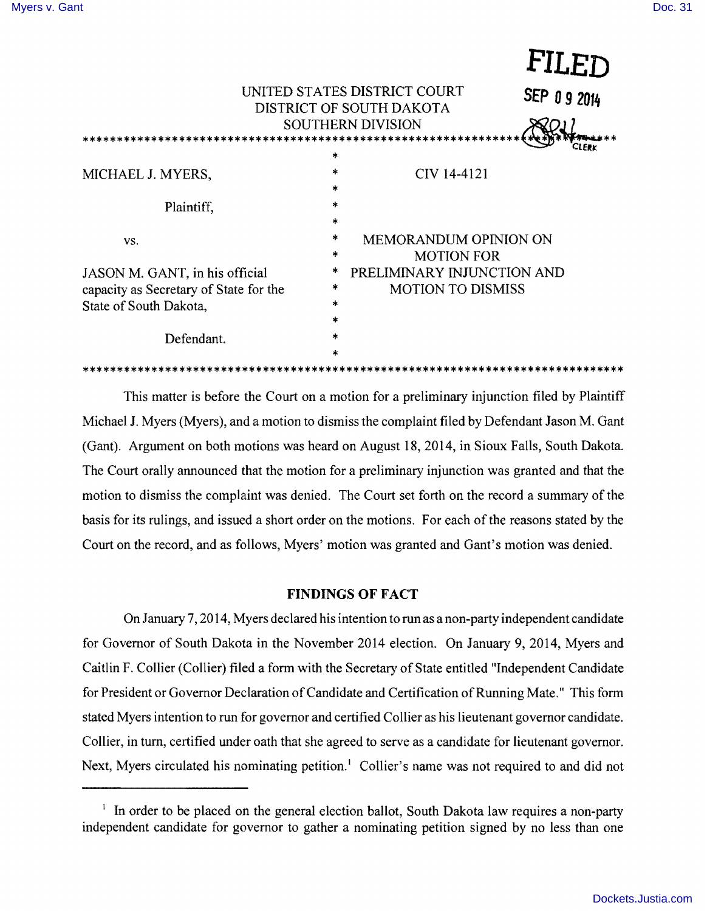FILED

SEP 09 2014

CLERK

UNITED STATES DISTRICT COURT
DISTRICT OF SOUTH DAKOTA
SOUTHERN DIVISION

| | | |
|---|---|---|
| MICHAEL J. MYERS,<br><br>Plaintiff,<br><br>vs.<br><br>JASON M. GANT, in his official capacity as Secretary of State for the State of South Dakota,<br><br>Defendant. | * | CIV 14-4121<br><br>MEMORANDUM OPINION ON MOTION FOR PRELIMINARY INJUNCTION AND MOTION TO DISMISS |

This matter is before the Court on a motion for a preliminary injunction filed by Plaintiff Michael J. Myers (Myers), and a motion to dismiss the complaint filed by Defendant Jason M. Gant (Gant). Argument on both motions was heard on August 18, 2014, in Sioux Falls, South Dakota. The Court orally announced that the motion for a preliminary injunction was granted and that the motion to dismiss the complaint was denied. The Court set forth on the record a summary of the basis for its rulings, and issued a short order on the motions. For each of the reasons stated by the Court on the record, and as follows, Myers' motion was granted and Gant's motion was denied.

## FINDINGS OF FACT

On January 7, 2014, Myers declared his intention to run as a non-party independent candidate for Governor of South Dakota in the November 2014 election. On January 9, 2014, Myers and Caitlin F. Collier (Collier) filed a form with the Secretary of State entitled "Independent Candidate for President or Governor Declaration of Candidate and Certification of Running Mate." This form stated Myers intention to run for governor and certified Collier as his lieutenant governor candidate. Collier, in turn, certified under oath that she agreed to serve as a candidate for lieutenant governor. Next, Myers circulated his nominating petition.[1] Collier's name was not required to and did not

---

[1] In order to be placed on the general election ballot, South Dakota law requires a non-party independent candidate for governor to gather a nominating petition signed by no less than one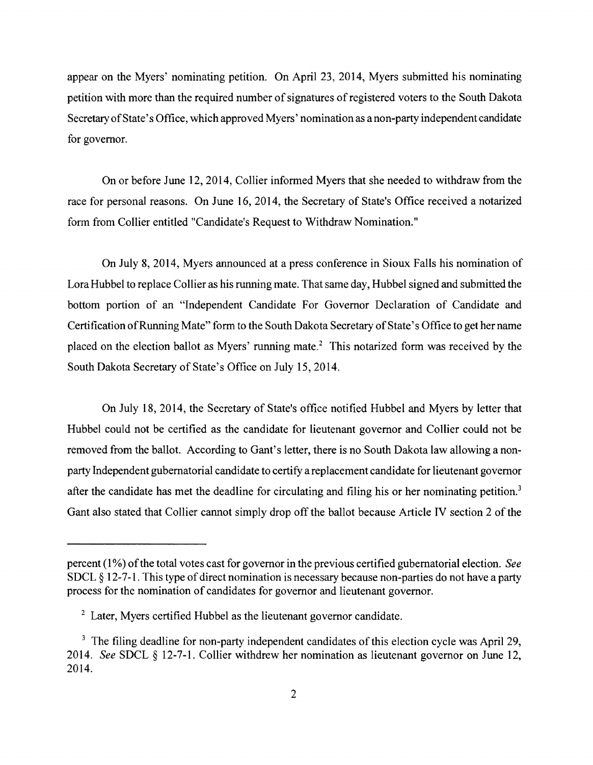appear on the Myers' nominating petition. On April 23, 2014, Myers submitted his nominating petition with more than the required number of signatures of registered voters to the South Dakota Secretary of State's Office, which approved Myers' nomination as a non-party independent candidate for governor.

On or before June 12, 2014, Collier informed Myers that she needed to withdraw from the race for personal reasons. On June 16, 2014, the Secretary of State's Office received a notarized form from Collier entitled "Candidate's Request to Withdraw Nomination."

On July 8, 2014, Myers announced at a press conference in Sioux Falls his nomination of Lora Hubbel to replace Collier as his running mate. That same day, Hubbel signed and submitted the bottom portion of an "Independent Candidate For Governor Declaration of Candidate and Certification of Running Mate" form to the South Dakota Secretary of State's Office to get her name placed on the election ballot as Myers' running mate.[2] This notarized form was received by the South Dakota Secretary of State's Office on July 15, 2014.

On July 18, 2014, the Secretary of State's office notified Hubbel and Myers by letter that Hubbel could not be certified as the candidate for lieutenant governor and Collier could not be removed from the ballot. According to Gant's letter, there is no South Dakota law allowing a non-party Independent gubernatorial candidate to certify a replacement candidate for lieutenant governor after the candidate has met the deadline for circulating and filing his or her nominating petition.[3] Gant also stated that Collier cannot simply drop off the ballot because Article IV section 2 of the

---

percent (1%) of the total votes cast for governor in the previous certified gubernatorial election. *See* SDCL § 12-7-1. This type of direct nomination is necessary because non-parties do not have a party process for the nomination of candidates for governor and lieutenant governor.

[2] Later, Myers certified Hubbel as the lieutenant governor candidate.

[3] The filing deadline for non-party independent candidates of this election cycle was April 29, 2014. *See* SDCL § 12-7-1. Collier withdrew her nomination as lieutenant governor on June 12, 2014.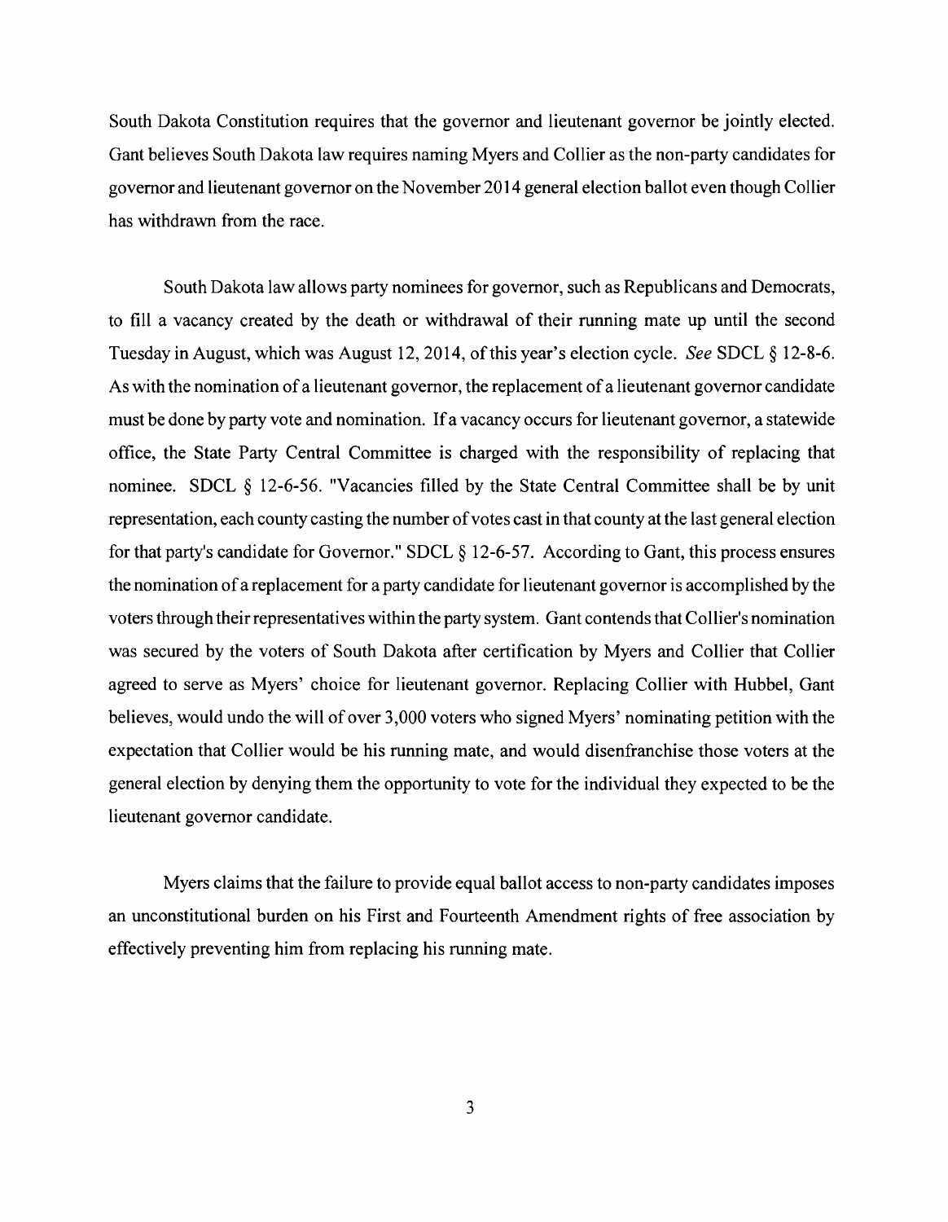South Dakota Constitution requires that the governor and lieutenant governor be jointly elected. Gant believes South Dakota law requires naming Myers and Collier as the non-party candidates for governor and lieutenant governor on the November 2014 general election ballot even though Collier has withdrawn from the race.

South Dakota law allows party nominees for governor, such as Republicans and Democrats, to fill a vacancy created by the death or withdrawal of their running mate up until the second Tuesday in August, which was August 12, 2014, of this year's election cycle. *See* SDCL § 12-8-6. As with the nomination of a lieutenant governor, the replacement of a lieutenant governor candidate must be done by party vote and nomination. If a vacancy occurs for lieutenant governor, a statewide office, the State Party Central Committee is charged with the responsibility of replacing that nominee. SDCL § 12-6-56. "Vacancies filled by the State Central Committee shall be by unit representation, each county casting the number of votes cast in that county at the last general election for that party's candidate for Governor." SDCL § 12-6-57. According to Gant, this process ensures the nomination of a replacement for a party candidate for lieutenant governor is accomplished by the voters through their representatives within the party system. Gant contends that Collier's nomination was secured by the voters of South Dakota after certification by Myers and Collier that Collier agreed to serve as Myers' choice for lieutenant governor. Replacing Collier with Hubbel, Gant believes, would undo the will of over 3,000 voters who signed Myers' nominating petition with the expectation that Collier would be his running mate, and would disenfranchise those voters at the general election by denying them the opportunity to vote for the individual they expected to be the lieutenant governor candidate.

Myers claims that the failure to provide equal ballot access to non-party candidates imposes an unconstitutional burden on his First and Fourteenth Amendment rights of free association by effectively preventing him from replacing his running mate.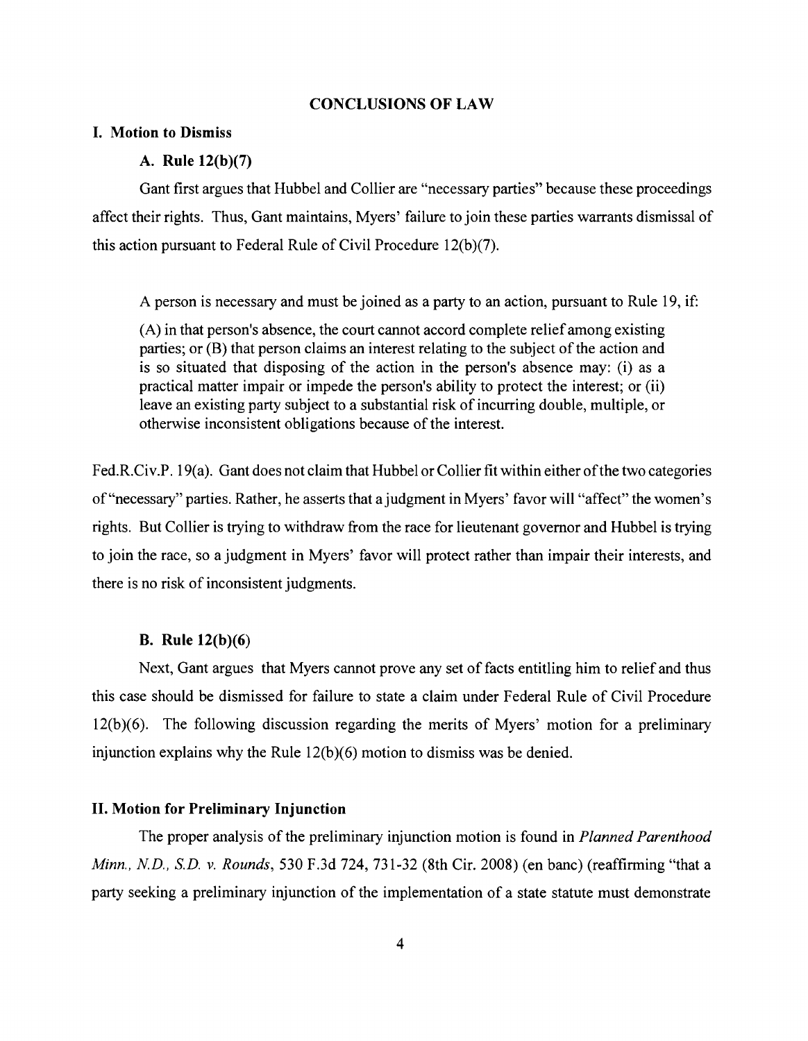## CONCLUSIONS OF LAW

### I. Motion to Dismiss

#### A. Rule 12(b)(7)

Gant first argues that Hubbel and Collier are "necessary parties" because these proceedings affect their rights. Thus, Gant maintains, Myers' failure to join these parties warrants dismissal of this action pursuant to Federal Rule of Civil Procedure 12(b)(7).

A person is necessary and must be joined as a party to an action, pursuant to Rule 19, if:

> (A) in that person's absence, the court cannot accord complete relief among existing parties; or (B) that person claims an interest relating to the subject of the action and is so situated that disposing of the action in the person's absence may: (i) as a practical matter impair or impede the person's ability to protect the interest; or (ii) leave an existing party subject to a substantial risk of incurring double, multiple, or otherwise inconsistent obligations because of the interest.

Fed.R.Civ.P. 19(a). Gant does not claim that Hubbel or Collier fit within either of the two categories of "necessary" parties. Rather, he asserts that a judgment in Myers' favor will "affect" the women's rights. But Collier is trying to withdraw from the race for lieutenant governor and Hubbel is trying to join the race, so a judgment in Myers' favor will protect rather than impair their interests, and there is no risk of inconsistent judgments.

#### B. Rule 12(b)(6)

Next, Gant argues that Myers cannot prove any set of facts entitling him to relief and thus this case should be dismissed for failure to state a claim under Federal Rule of Civil Procedure 12(b)(6). The following discussion regarding the merits of Myers' motion for a preliminary injunction explains why the Rule 12(b)(6) motion to dismiss was be denied.

### II. Motion for Preliminary Injunction

The proper analysis of the preliminary injunction motion is found in *Planned Parenthood Minn., N.D., S.D. v. Rounds*, 530 F.3d 724, 731-32 (8th Cir. 2008) (en banc) (reaffirming "that a party seeking a preliminary injunction of the implementation of a state statute must demonstrate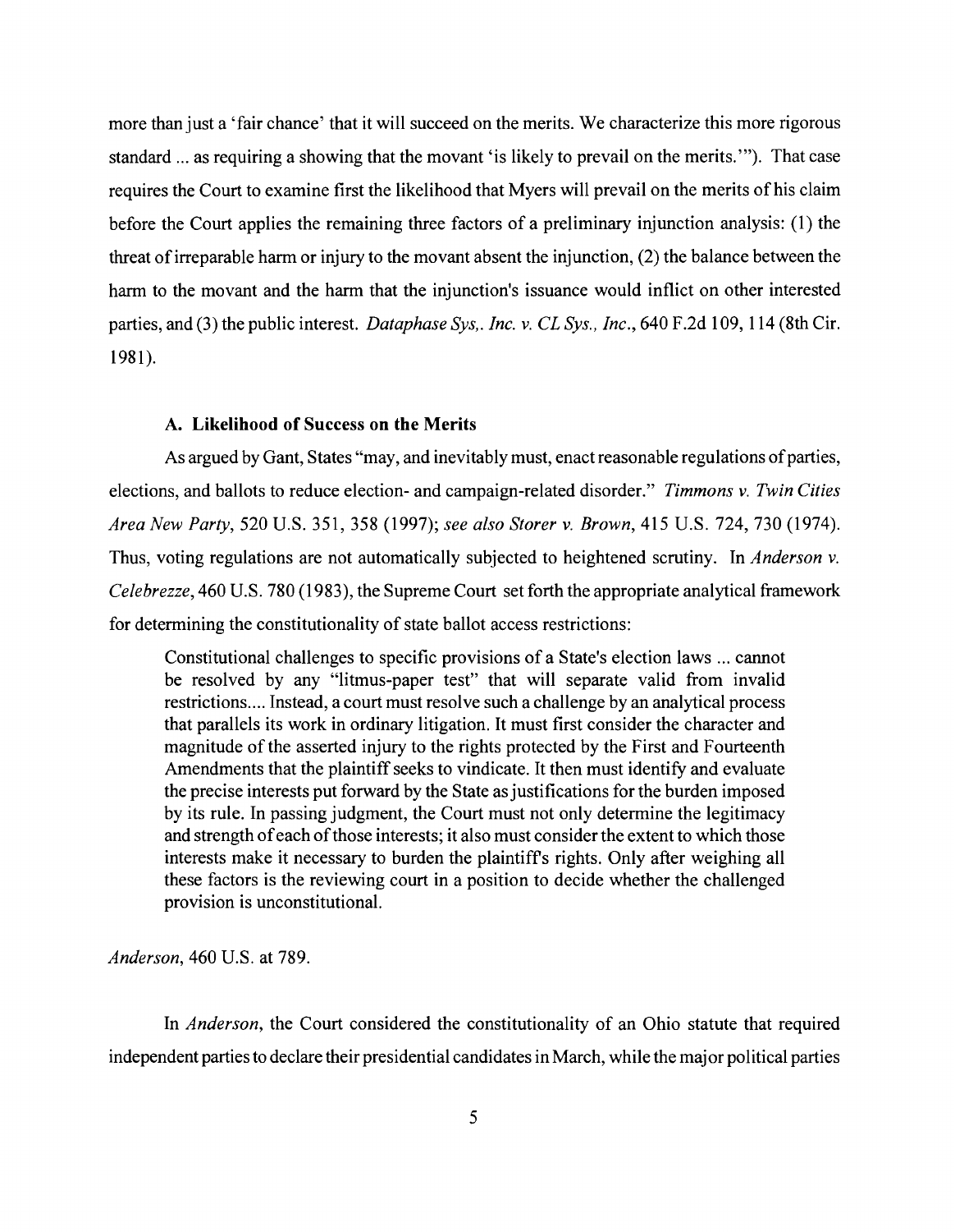more than just a 'fair chance' that it will succeed on the merits. We characterize this more rigorous standard ... as requiring a showing that the movant 'is likely to prevail on the merits.'"). That case requires the Court to examine first the likelihood that Myers will prevail on the merits of his claim before the Court applies the remaining three factors of a preliminary injunction analysis: (1) the threat of irreparable harm or injury to the movant absent the injunction, (2) the balance between the harm to the movant and the harm that the injunction's issuance would inflict on other interested parties, and (3) the public interest. *Dataphase Sys,. Inc. v. CL Sys., Inc.*, 640 F.2d 109, 114 (8th Cir. 1981).

### A. Likelihood of Success on the Merits

As argued by Gant, States "may, and inevitably must, enact reasonable regulations of parties, elections, and ballots to reduce election- and campaign-related disorder." *Timmons v. Twin Cities Area New Party*, 520 U.S. 351, 358 (1997); *see also Storer v. Brown*, 415 U.S. 724, 730 (1974). Thus, voting regulations are not automatically subjected to heightened scrutiny. In *Anderson v. Celebrezze*, 460 U.S. 780 (1983), the Supreme Court set forth the appropriate analytical framework for determining the constitutionality of state ballot access restrictions:

> Constitutional challenges to specific provisions of a State's election laws ... cannot be resolved by any "litmus-paper test" that will separate valid from invalid restrictions.... Instead, a court must resolve such a challenge by an analytical process that parallels its work in ordinary litigation. It must first consider the character and magnitude of the asserted injury to the rights protected by the First and Fourteenth Amendments that the plaintiff seeks to vindicate. It then must identify and evaluate the precise interests put forward by the State as justifications for the burden imposed by its rule. In passing judgment, the Court must not only determine the legitimacy and strength of each of those interests; it also must consider the extent to which those interests make it necessary to burden the plaintiff's rights. Only after weighing all these factors is the reviewing court in a position to decide whether the challenged provision is unconstitutional.

*Anderson*, 460 U.S. at 789.

In *Anderson*, the Court considered the constitutionality of an Ohio statute that required independent parties to declare their presidential candidates in March, while the major political parties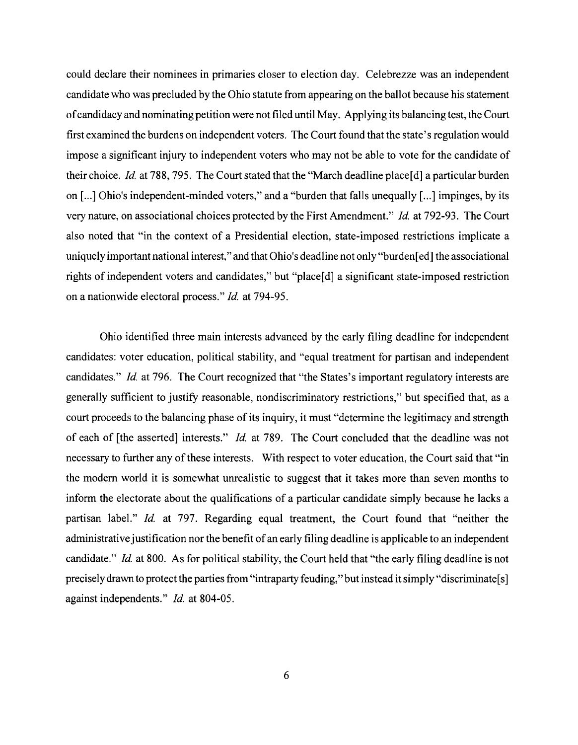could declare their nominees in primaries closer to election day. Celebrezze was an independent candidate who was precluded by the Ohio statute from appearing on the ballot because his statement of candidacy and nominating petition were not filed until May. Applying its balancing test, the Court first examined the burdens on independent voters. The Court found that the state's regulation would impose a significant injury to independent voters who may not be able to vote for the candidate of their choice. *Id.* at 788, 795. The Court stated that the "March deadline place[d] a particular burden on [...] Ohio's independent-minded voters," and a "burden that falls unequally [...] impinges, by its very nature, on associational choices protected by the First Amendment." *Id.* at 792-93. The Court also noted that "in the context of a Presidential election, state-imposed restrictions implicate a uniquely important national interest," and that Ohio's deadline not only "burden[ed] the associational rights of independent voters and candidates," but "place[d] a significant state-imposed restriction on a nationwide electoral process." *Id.* at 794-95.

Ohio identified three main interests advanced by the early filing deadline for independent candidates: voter education, political stability, and "equal treatment for partisan and independent candidates." *Id.* at 796. The Court recognized that "the States's important regulatory interests are generally sufficient to justify reasonable, nondiscriminatory restrictions," but specified that, as a court proceeds to the balancing phase of its inquiry, it must "determine the legitimacy and strength of each of [the asserted] interests." *Id.* at 789. The Court concluded that the deadline was not necessary to further any of these interests. With respect to voter education, the Court said that "in the modern world it is somewhat unrealistic to suggest that it takes more than seven months to inform the electorate about the qualifications of a particular candidate simply because he lacks a partisan label." *Id.* at 797. Regarding equal treatment, the Court found that "neither the administrative justification nor the benefit of an early filing deadline is applicable to an independent candidate." *Id.* at 800. As for political stability, the Court held that "the early filing deadline is not precisely drawn to protect the parties from "intraparty feuding," but instead it simply "discriminate[s] against independents." *Id.* at 804-05.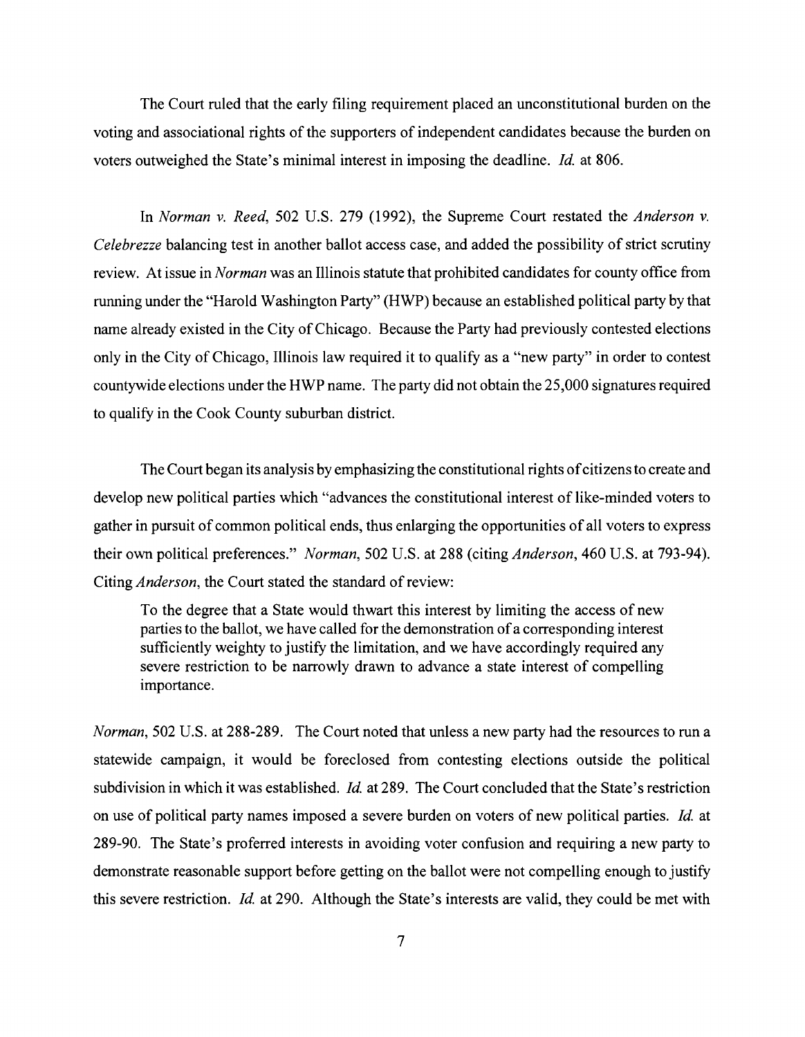The Court ruled that the early filing requirement placed an unconstitutional burden on the voting and associational rights of the supporters of independent candidates because the burden on voters outweighed the State's minimal interest in imposing the deadline. *Id.* at 806.

In *Norman v. Reed*, 502 U.S. 279 (1992), the Supreme Court restated the *Anderson v. Celebrezze* balancing test in another ballot access case, and added the possibility of strict scrutiny review. At issue in *Norman* was an Illinois statute that prohibited candidates for county office from running under the "Harold Washington Party" (HWP) because an established political party by that name already existed in the City of Chicago. Because the Party had previously contested elections only in the City of Chicago, Illinois law required it to qualify as a "new party" in order to contest countywide elections under the HWP name. The party did not obtain the 25,000 signatures required to qualify in the Cook County suburban district.

The Court began its analysis by emphasizing the constitutional rights of citizens to create and develop new political parties which "advances the constitutional interest of like-minded voters to gather in pursuit of common political ends, thus enlarging the opportunities of all voters to express their own political preferences." *Norman*, 502 U.S. at 288 (citing *Anderson*, 460 U.S. at 793-94). Citing *Anderson*, the Court stated the standard of review:

> To the degree that a State would thwart this interest by limiting the access of new parties to the ballot, we have called for the demonstration of a corresponding interest sufficiently weighty to justify the limitation, and we have accordingly required any severe restriction to be narrowly drawn to advance a state interest of compelling importance.

*Norman*, 502 U.S. at 288-289. The Court noted that unless a new party had the resources to run a statewide campaign, it would be foreclosed from contesting elections outside the political subdivision in which it was established. *Id.* at 289. The Court concluded that the State's restriction on use of political party names imposed a severe burden on voters of new political parties. *Id.* at 289-90. The State's proferred interests in avoiding voter confusion and requiring a new party to demonstrate reasonable support before getting on the ballot were not compelling enough to justify this severe restriction. *Id.* at 290. Although the State's interests are valid, they could be met with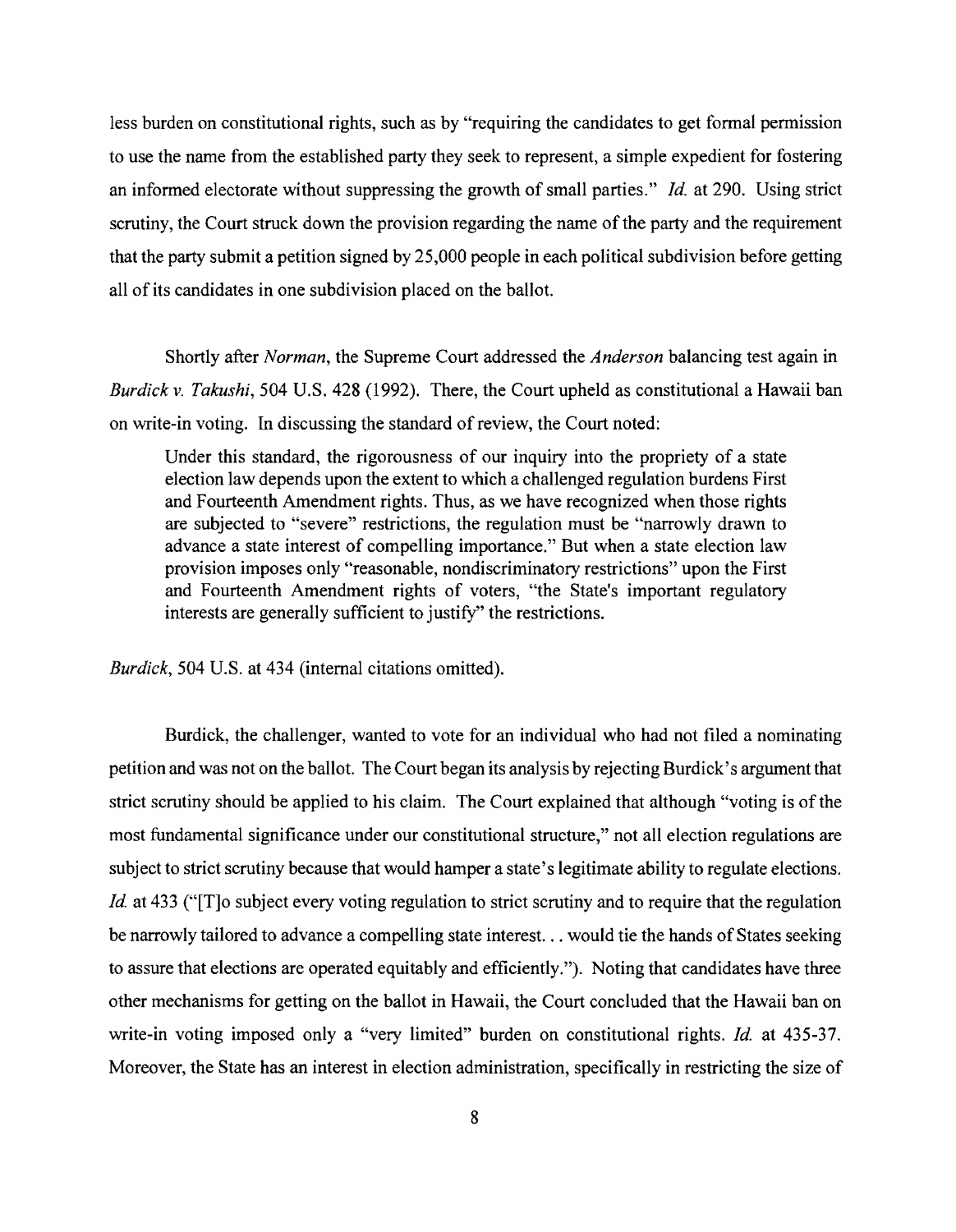less burden on constitutional rights, such as by "requiring the candidates to get formal permission to use the name from the established party they seek to represent, a simple expedient for fostering an informed electorate without suppressing the growth of small parties." *Id.* at 290. Using strict scrutiny, the Court struck down the provision regarding the name of the party and the requirement that the party submit a petition signed by 25,000 people in each political subdivision before getting all of its candidates in one subdivision placed on the ballot.

Shortly after *Norman*, the Supreme Court addressed the *Anderson* balancing test again in *Burdick v. Takushi*, 504 U.S. 428 (1992). There, the Court upheld as constitutional a Hawaii ban on write-in voting. In discussing the standard of review, the Court noted:

> Under this standard, the rigorousness of our inquiry into the propriety of a state election law depends upon the extent to which a challenged regulation burdens First and Fourteenth Amendment rights. Thus, as we have recognized when those rights are subjected to "severe" restrictions, the regulation must be "narrowly drawn to advance a state interest of compelling importance." But when a state election law provision imposes only "reasonable, nondiscriminatory restrictions" upon the First and Fourteenth Amendment rights of voters, "the State's important regulatory interests are generally sufficient to justify" the restrictions.

*Burdick*, 504 U.S. at 434 (internal citations omitted).

Burdick, the challenger, wanted to vote for an individual who had not filed a nominating petition and was not on the ballot. The Court began its analysis by rejecting Burdick's argument that strict scrutiny should be applied to his claim. The Court explained that although "voting is of the most fundamental significance under our constitutional structure," not all election regulations are subject to strict scrutiny because that would hamper a state's legitimate ability to regulate elections. *Id.* at 433 ("[T]o subject every voting regulation to strict scrutiny and to require that the regulation be narrowly tailored to advance a compelling state interest. . . would tie the hands of States seeking to assure that elections are operated equitably and efficiently."). Noting that candidates have three other mechanisms for getting on the ballot in Hawaii, the Court concluded that the Hawaii ban on write-in voting imposed only a "very limited" burden on constitutional rights. *Id.* at 435-37. Moreover, the State has an interest in election administration, specifically in restricting the size of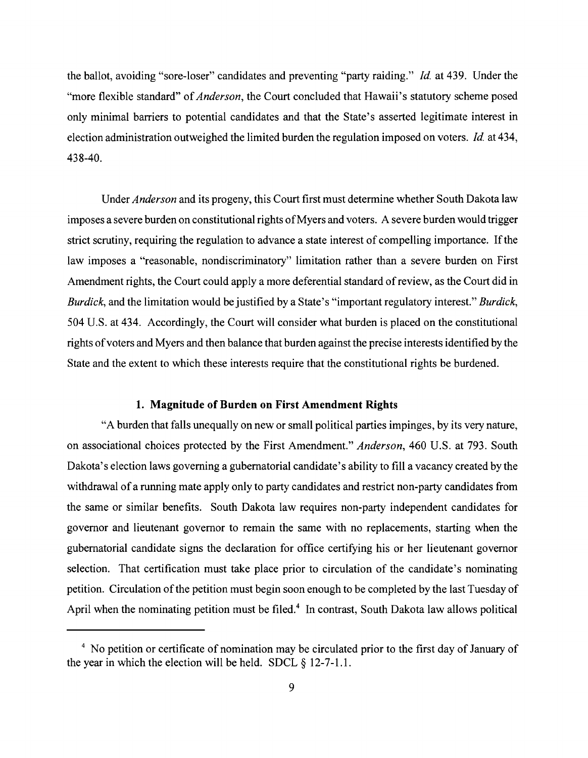the ballot, avoiding "sore-loser" candidates and preventing "party raiding." *Id.* at 439. Under the "more flexible standard" of *Anderson*, the Court concluded that Hawaii's statutory scheme posed only minimal barriers to potential candidates and that the State's asserted legitimate interest in election administration outweighed the limited burden the regulation imposed on voters. *Id.* at 434, 438-40.

Under *Anderson* and its progeny, this Court first must determine whether South Dakota law imposes a severe burden on constitutional rights of Myers and voters. A severe burden would trigger strict scrutiny, requiring the regulation to advance a state interest of compelling importance. If the law imposes a "reasonable, nondiscriminatory" limitation rather than a severe burden on First Amendment rights, the Court could apply a more deferential standard of review, as the Court did in *Burdick*, and the limitation would be justified by a State's "important regulatory interest." *Burdick*, 504 U.S. at 434. Accordingly, the Court will consider what burden is placed on the constitutional rights of voters and Myers and then balance that burden against the precise interests identified by the State and the extent to which these interests require that the constitutional rights be burdened.

### 1. Magnitude of Burden on First Amendment Rights

"A burden that falls unequally on new or small political parties impinges, by its very nature, on associational choices protected by the First Amendment." *Anderson*, 460 U.S. at 793. South Dakota's election laws governing a gubernatorial candidate's ability to fill a vacancy created by the withdrawal of a running mate apply only to party candidates and restrict non-party candidates from the same or similar benefits. South Dakota law requires non-party independent candidates for governor and lieutenant governor to remain the same with no replacements, starting when the gubernatorial candidate signs the declaration for office certifying his or her lieutenant governor selection. That certification must take place prior to circulation of the candidate's nominating petition. Circulation of the petition must begin soon enough to be completed by the last Tuesday of April when the nominating petition must be filed.[4] In contrast, South Dakota law allows political

[4] No petition or certificate of nomination may be circulated prior to the first day of January of the year in which the election will be held. SDCL § 12-7-1.1.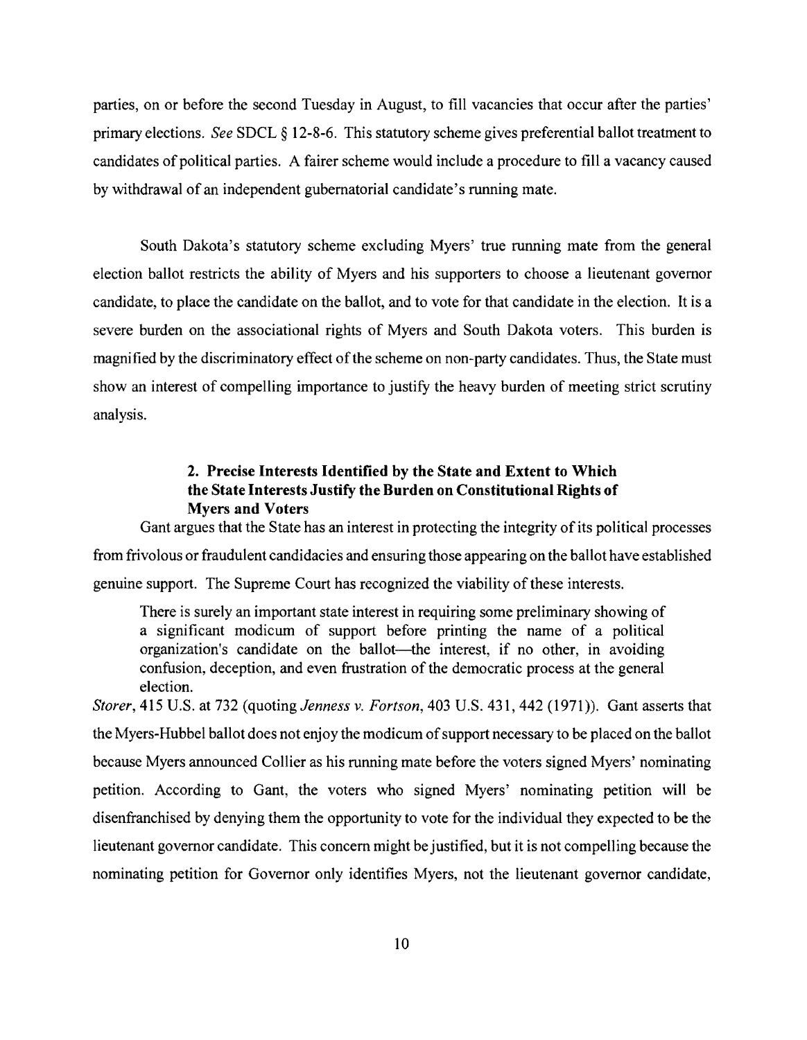parties, on or before the second Tuesday in August, to fill vacancies that occur after the parties' primary elections. *See* SDCL § 12-8-6. This statutory scheme gives preferential ballot treatment to candidates of political parties. A fairer scheme would include a procedure to fill a vacancy caused by withdrawal of an independent gubernatorial candidate's running mate.

South Dakota's statutory scheme excluding Myers' true running mate from the general election ballot restricts the ability of Myers and his supporters to choose a lieutenant governor candidate, to place the candidate on the ballot, and to vote for that candidate in the election. It is a severe burden on the associational rights of Myers and South Dakota voters. This burden is magnified by the discriminatory effect of the scheme on non-party candidates. Thus, the State must show an interest of compelling importance to justify the heavy burden of meeting strict scrutiny analysis.

### 2. Precise Interests Identified by the State and Extent to Which the State Interests Justify the Burden on Constitutional Rights of Myers and Voters

Gant argues that the State has an interest in protecting the integrity of its political processes from frivolous or fraudulent candidacies and ensuring those appearing on the ballot have established genuine support. The Supreme Court has recognized the viability of these interests.

> There is surely an important state interest in requiring some preliminary showing of a significant modicum of support before printing the name of a political organization's candidate on the ballot—the interest, if no other, in avoiding confusion, deception, and even frustration of the democratic process at the general election.

*Storer*, 415 U.S. at 732 (quoting *Jenness v. Fortson*, 403 U.S. 431, 442 (1971)). Gant asserts that the Myers-Hubbel ballot does not enjoy the modicum of support necessary to be placed on the ballot because Myers announced Collier as his running mate before the voters signed Myers' nominating petition. According to Gant, the voters who signed Myers' nominating petition will be disenfranchised by denying them the opportunity to vote for the individual they expected to be the lieutenant governor candidate. This concern might be justified, but it is not compelling because the nominating petition for Governor only identifies Myers, not the lieutenant governor candidate,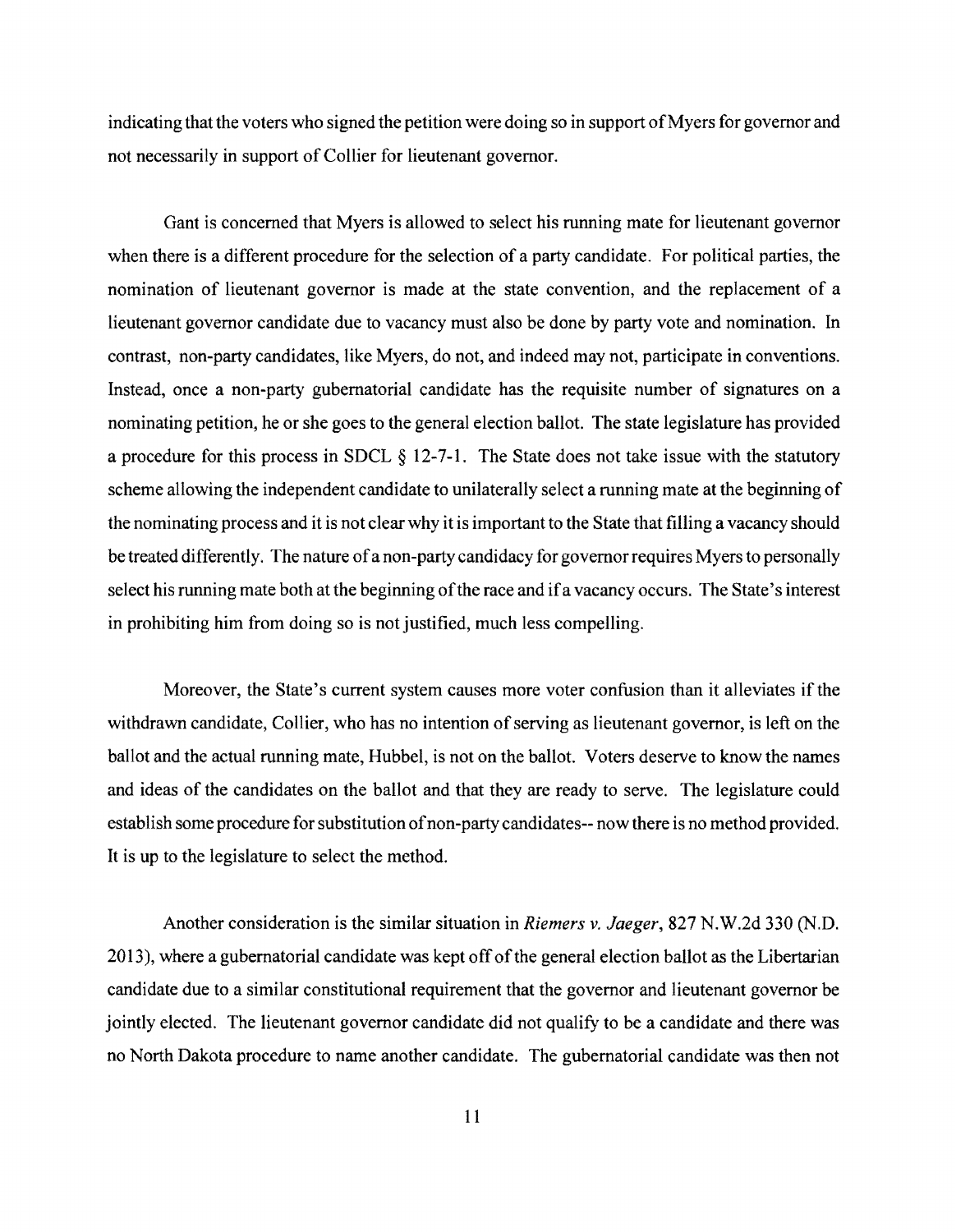indicating that the voters who signed the petition were doing so in support of Myers for governor and not necessarily in support of Collier for lieutenant governor.

Gant is concerned that Myers is allowed to select his running mate for lieutenant governor when there is a different procedure for the selection of a party candidate. For political parties, the nomination of lieutenant governor is made at the state convention, and the replacement of a lieutenant governor candidate due to vacancy must also be done by party vote and nomination. In contrast, non-party candidates, like Myers, do not, and indeed may not, participate in conventions. Instead, once a non-party gubernatorial candidate has the requisite number of signatures on a nominating petition, he or she goes to the general election ballot. The state legislature has provided a procedure for this process in SDCL § 12-7-1. The State does not take issue with the statutory scheme allowing the independent candidate to unilaterally select a running mate at the beginning of the nominating process and it is not clear why it is important to the State that filling a vacancy should be treated differently. The nature of a non-party candidacy for governor requires Myers to personally select his running mate both at the beginning of the race and if a vacancy occurs. The State's interest in prohibiting him from doing so is not justified, much less compelling.

Moreover, the State's current system causes more voter confusion than it alleviates if the withdrawn candidate, Collier, who has no intention of serving as lieutenant governor, is left on the ballot and the actual running mate, Hubbel, is not on the ballot. Voters deserve to know the names and ideas of the candidates on the ballot and that they are ready to serve. The legislature could establish some procedure for substitution of non-party candidates-- now there is no method provided. It is up to the legislature to select the method.

Another consideration is the similar situation in *Riemers v. Jaeger*, 827 N.W.2d 330 (N.D. 2013), where a gubernatorial candidate was kept off of the general election ballot as the Libertarian candidate due to a similar constitutional requirement that the governor and lieutenant governor be jointly elected. The lieutenant governor candidate did not qualify to be a candidate and there was no North Dakota procedure to name another candidate. The gubernatorial candidate was then not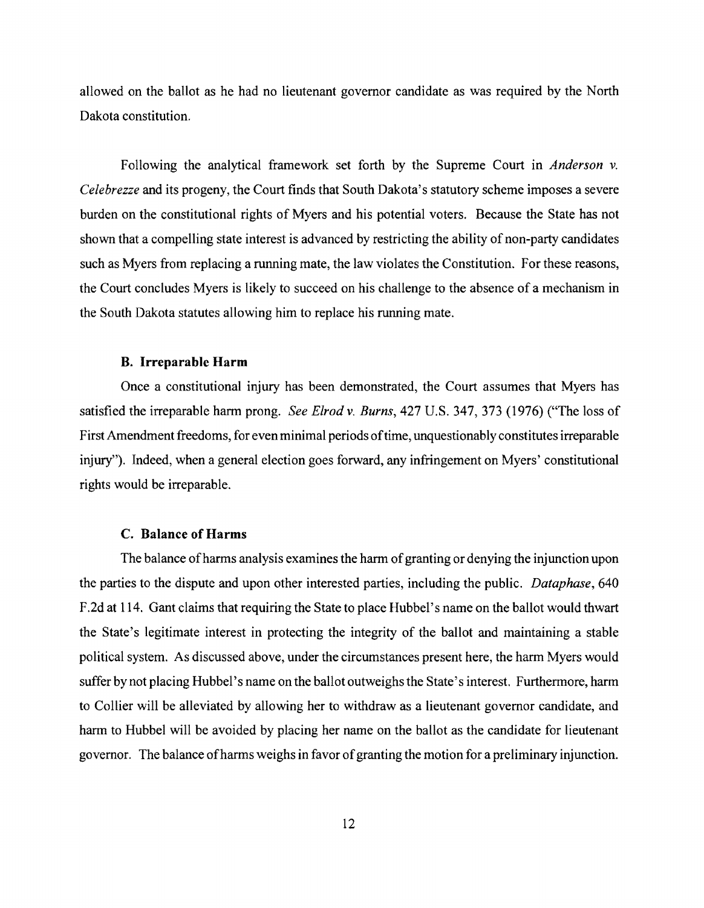allowed on the ballot as he had no lieutenant governor candidate as was required by the North Dakota constitution.

Following the analytical framework set forth by the Supreme Court in *Anderson v. Celebrezze* and its progeny, the Court finds that South Dakota's statutory scheme imposes a severe burden on the constitutional rights of Myers and his potential voters. Because the State has not shown that a compelling state interest is advanced by restricting the ability of non-party candidates such as Myers from replacing a running mate, the law violates the Constitution. For these reasons, the Court concludes Myers is likely to succeed on his challenge to the absence of a mechanism in the South Dakota statutes allowing him to replace his running mate.

### B. Irreparable Harm

Once a constitutional injury has been demonstrated, the Court assumes that Myers has satisfied the irreparable harm prong. *See Elrod v. Burns*, 427 U.S. 347, 373 (1976) ("The loss of First Amendment freedoms, for even minimal periods of time, unquestionably constitutes irreparable injury"). Indeed, when a general election goes forward, any infringement on Myers' constitutional rights would be irreparable.

### C. Balance of Harms

The balance of harms analysis examines the harm of granting or denying the injunction upon the parties to the dispute and upon other interested parties, including the public. *Dataphase*, 640 F.2d at 114. Gant claims that requiring the State to place Hubbel's name on the ballot would thwart the State's legitimate interest in protecting the integrity of the ballot and maintaining a stable political system. As discussed above, under the circumstances present here, the harm Myers would suffer by not placing Hubbel's name on the ballot outweighs the State's interest. Furthermore, harm to Collier will be alleviated by allowing her to withdraw as a lieutenant governor candidate, and harm to Hubbel will be avoided by placing her name on the ballot as the candidate for lieutenant governor. The balance of harms weighs in favor of granting the motion for a preliminary injunction.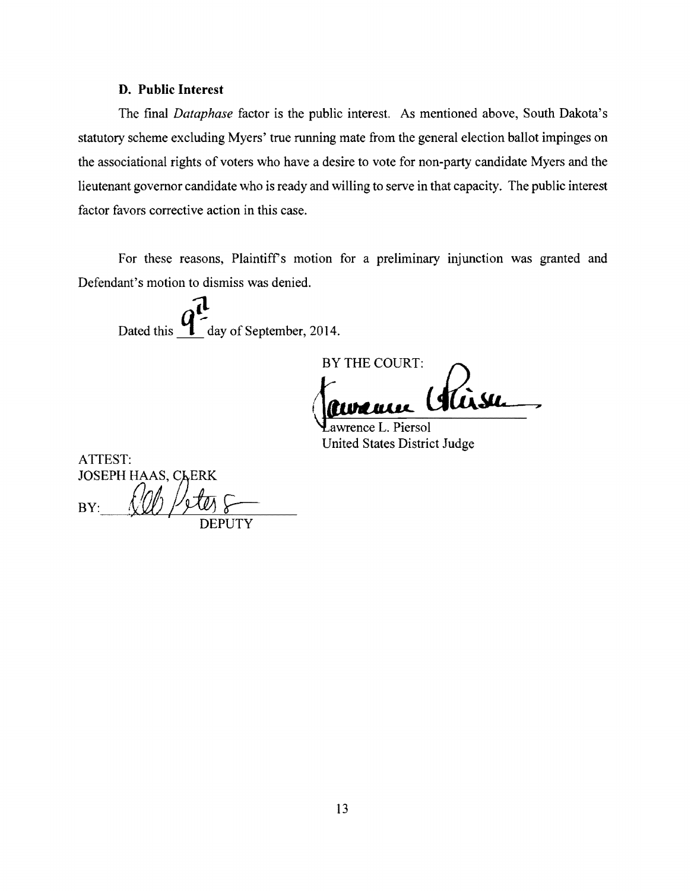### D. Public Interest

The final *Dataphase* factor is the public interest. As mentioned above, South Dakota's statutory scheme excluding Myers' true running mate from the general election ballot impinges on the associational rights of voters who have a desire to vote for non-party candidate Myers and the lieutenant governor candidate who is ready and willing to serve in that capacity. The public interest factor favors corrective action in this case.

For these reasons, Plaintiff's motion for a preliminary injunction was granted and Defendant's motion to dismiss was denied.

Dated this 9th day of September, 2014.

BY THE COURT:

Lawrence L. Piersol
United States District Judge

ATTEST:
JOSEPH HAAS, CLERK

BY: DEPUTY